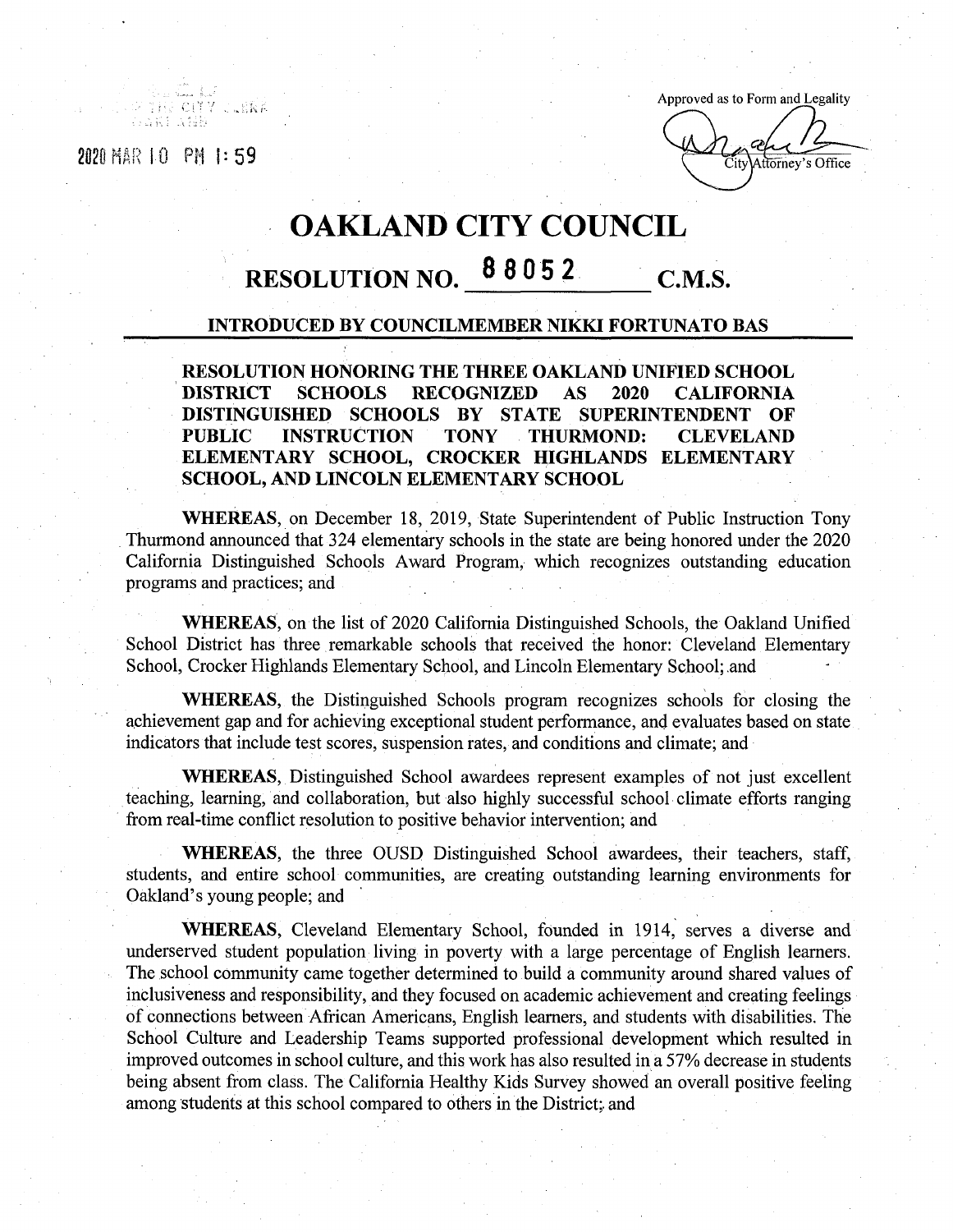2020 MAR 10 PM 1:59

Approved as to Form and Legality

City Attorney's Office

# OAKLAND CITY COUNCIL

## RESOLUTION NO. 88052 C.M.S.

### INTRODUCED BY COUNCILMEMBER NIKKI FORTUNATO BAS

**RESOLUTION HONORING THE THREE OAKLAND UNIFIED SCHOOL DISTRICT SCHOOLS RECOGNIZED AS 2020 CALIFORNIA DISTINGUISHED SCHOOLS BY STATE SUPERINTENDENT OF PUBLIC INSTRUCTION TONY THURMOND: CLEVELAND ELEMENTARY SCHOOL, CROCKER HIGHLANDS ELEMENTARY SCHOOL, AND LINCOLN ELEMENTARY SCHOOL**

**WHEREAS**, on December 18, 2019, State Superintendent of Public Instruction Tony Thurmond announced that 324 elementary schools in the state are being honored under the 2020 California Distinguished Schools Award Program, which recognizes outstanding education programs and practices; and

**WHEREAS**, on the list of 2020 California Distinguished Schools, the Oakland Unified School District has three remarkable schools that received the honor: Cleveland Elementary School, Crocker Highlands Elementary School, and Lincoln Elementary School; and

**WHEREAS**, the Distinguished Schools program recognizes schools for closing the achievement gap and for achieving exceptional student performance, and evaluates based on state indicators that include test scores, suspension rates, and conditions and climate; and

**WHEREAS**, Distinguished School awardees represent examples of not just excellent teaching, learning, and collaboration, but also highly successful school climate efforts ranging from real-time conflict resolution to positive behavior intervention; and

**WHEREAS**, the three OUSD Distinguished School awardees, their teachers, staff, students, and entire school communities, are creating outstanding learning environments for Oakland's young people; and

**WHEREAS**, Cleveland Elementary School, founded in 1914, serves a diverse and underserved student population living in poverty with a large percentage of English learners. The school community came together determined to build a community around shared values of inclusiveness and responsibility, and they focused on academic achievement and creating feelings of connections between African Americans, English learners, and students with disabilities. The School Culture and Leadership Teams supported professional development which resulted in improved outcomes in school culture, and this work has also resulted in a 57% decrease in students being absent from class. The California Healthy Kids Survey showed an overall positive feeling among students at this school compared to others in the District; and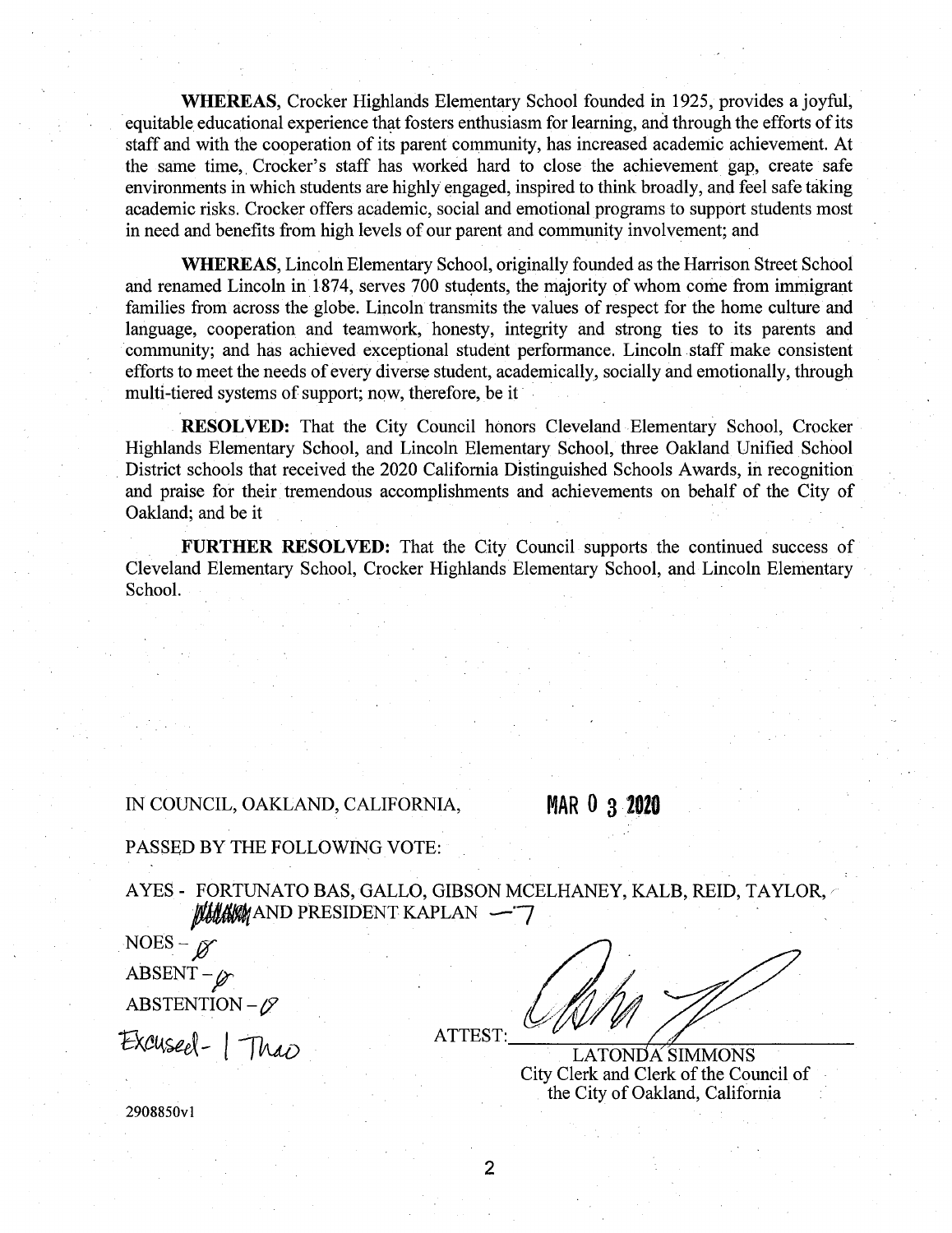**WHEREAS**, Crocker Highlands Elementary School founded in 1925, provides a joyful, equitable educational experience that fosters enthusiasm for learning, and through the efforts of its staff and with the cooperation of its parent community, has increased academic achievement. At the same time, Crocker's staff has worked hard to close the achievement gap, create safe environments in which students are highly engaged, inspired to think broadly, and feel safe taking academic risks. Crocker offers academic, social and emotional programs to support students most in need and benefits from high levels of our parent and community involvement; and

**WHEREAS**, Lincoln Elementary School, originally founded as the Harrison Street School and renamed Lincoln in 1874, serves 700 students, the majority of whom come from immigrant families from across the globe. Lincoln transmits the values of respect for the home culture and language, cooperation and teamwork, honesty, integrity and strong ties to its parents and community; and has achieved exceptional student performance. Lincoln staff make consistent efforts to meet the needs of every diverse student, academically, socially and emotionally, through multi-tiered systems of support; now, therefore, be it

**RESOLVED:** That the City Council honors Cleveland Elementary School, Crocker Highlands Elementary School, and Lincoln Elementary School, three Oakland Unified School District schools that received the 2020 California Distinguished Schools Awards, in recognition and praise for their tremendous accomplishments and achievements on behalf of the City of Oakland; and be it

**FURTHER RESOLVED:** That the City Council supports the continued success of Cleveland Elementary School, Crocker Highlands Elementary School, and Lincoln Elementary School.

IN COUNCIL, OAKLAND, CALIFORNIA, MAR 03 2020

PASSED BY THE FOLLOWING VOTE:

AYES - FORTUNATO BAS, GALLO, GIBSON MCELHANEY, KALB, REID, TAYLOR, ~~THAO~~ AND PRESIDENT KAPLAN — 7

NOES – 0

ABSENT – 0

ABSTENTION – 0

Excused - 1 Thao

ATTEST: ______________________

LATONDA SIMMONS
City Clerk and Clerk of the Council of the City of Oakland, California

2908850v1